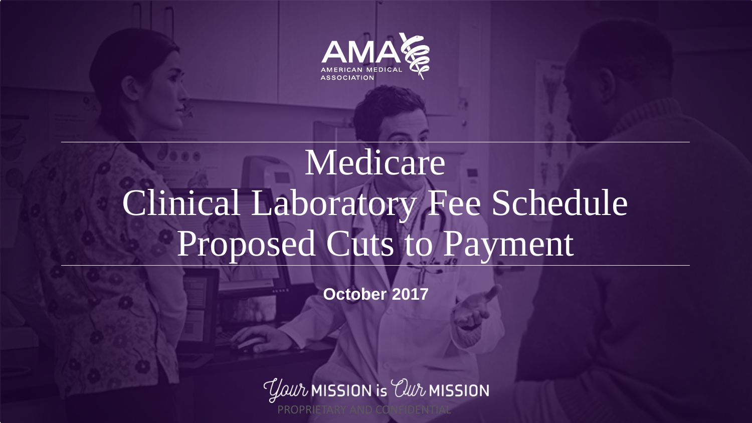AMA AMERICAN MEDICAL ASSOCIATION

# Medicare Clinical Laboratory Fee Schedule Proposed Cuts to Payment

**October 2017**

*Your* MISSION is *Our* MISSION

PROPRIETARY AND CONFIDENTIAL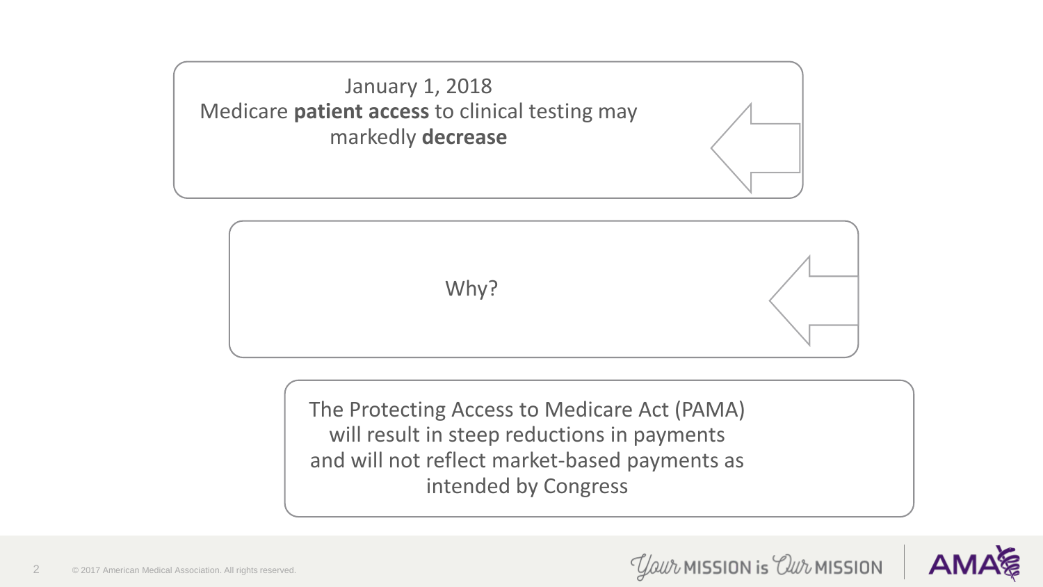January 1, 2018
Medicare **patient access** to clinical testing may markedly **decrease**

Why?

The Protecting Access to Medicare Act (PAMA) will result in steep reductions in payments and will not reflect market-based payments as intended by Congress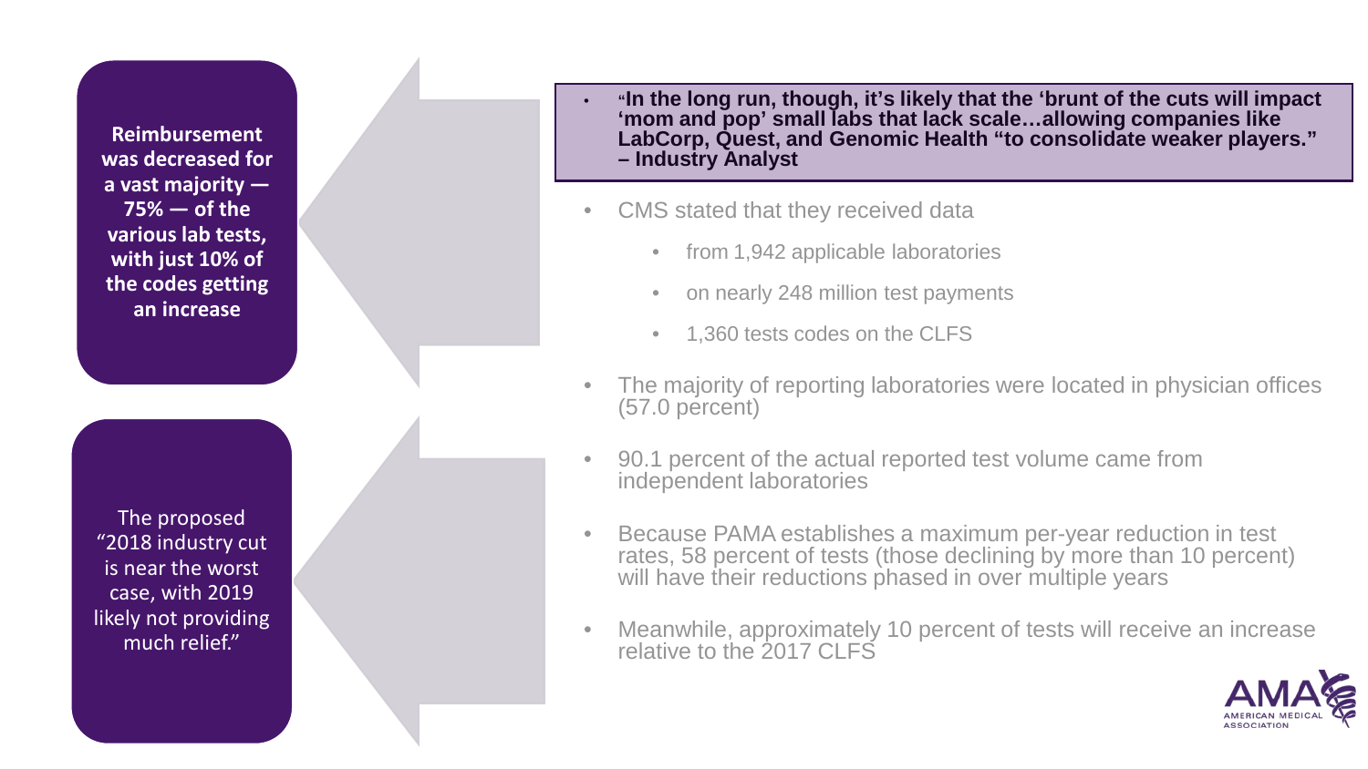**Reimbursement was decreased for a vast majority — 75% — of the various lab tests, with just 10% of the codes getting an increase**

The proposed "2018 industry cut is near the worst case, with 2019 likely not providing much relief."

- **"In the long run, though, it's likely that the 'brunt of the cuts will impact 'mom and pop' small labs that lack scale…allowing companies like LabCorp, Quest, and Genomic Health "to consolidate weaker players." – Industry Analyst**

- CMS stated that they received data
  - from 1,942 applicable laboratories
  - on nearly 248 million test payments
  - 1,360 tests codes on the CLFS
- The majority of reporting laboratories were located in physician offices (57.0 percent)
- 90.1 percent of the actual reported test volume came from independent laboratories
- Because PAMA establishes a maximum per-year reduction in test rates, 58 percent of tests (those declining by more than 10 percent) will have their reductions phased in over multiple years
- Meanwhile, approximately 10 percent of tests will receive an increase relative to the 2017 CLFS

AMA AMERICAN MEDICAL ASSOCIATION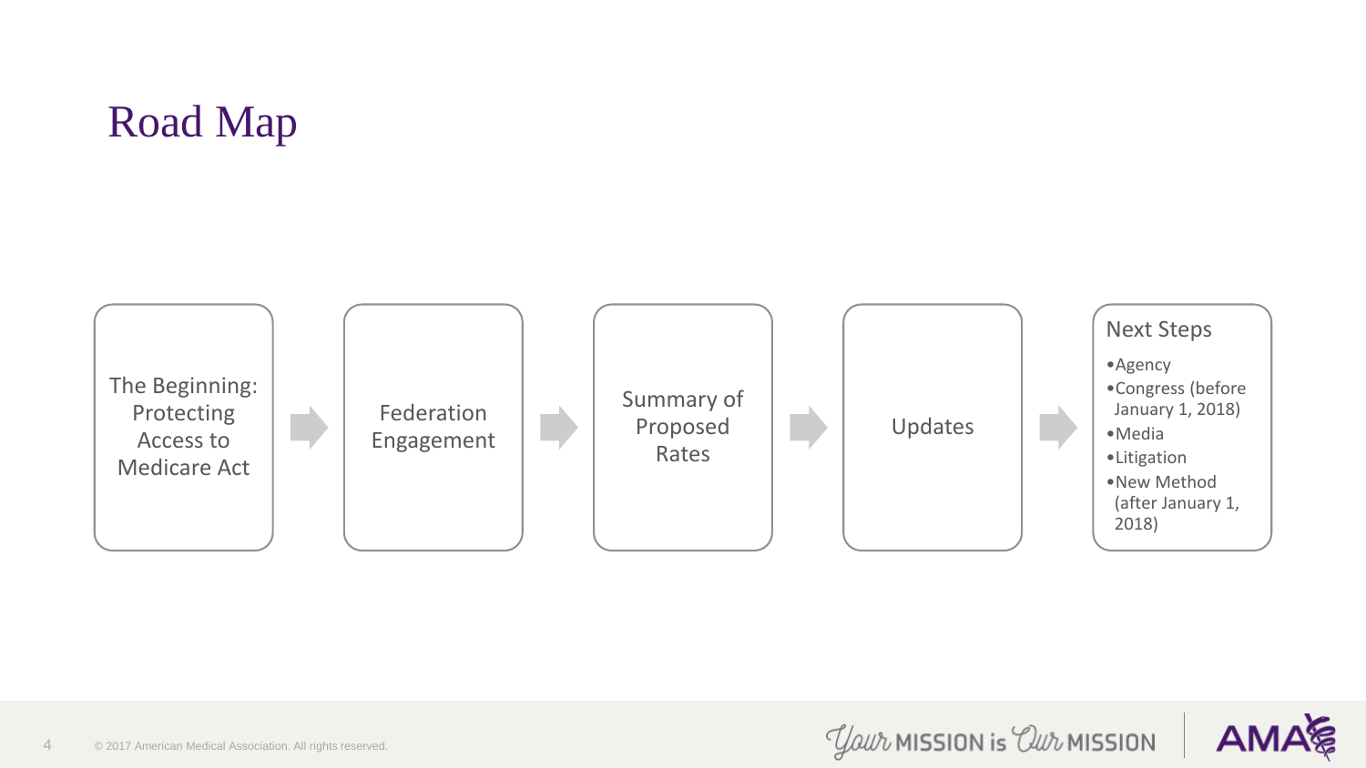# Road Map

- The Beginning: Protecting Access to Medicare Act
- Federation Engagement
- Summary of Proposed Rates
- Updates
- Next Steps
  - Agency
  - Congress (before January 1, 2018)
  - Media
  - Litigation
  - New Method (after January 1, 2018)

© 2017 American Medical Association. All rights reserved.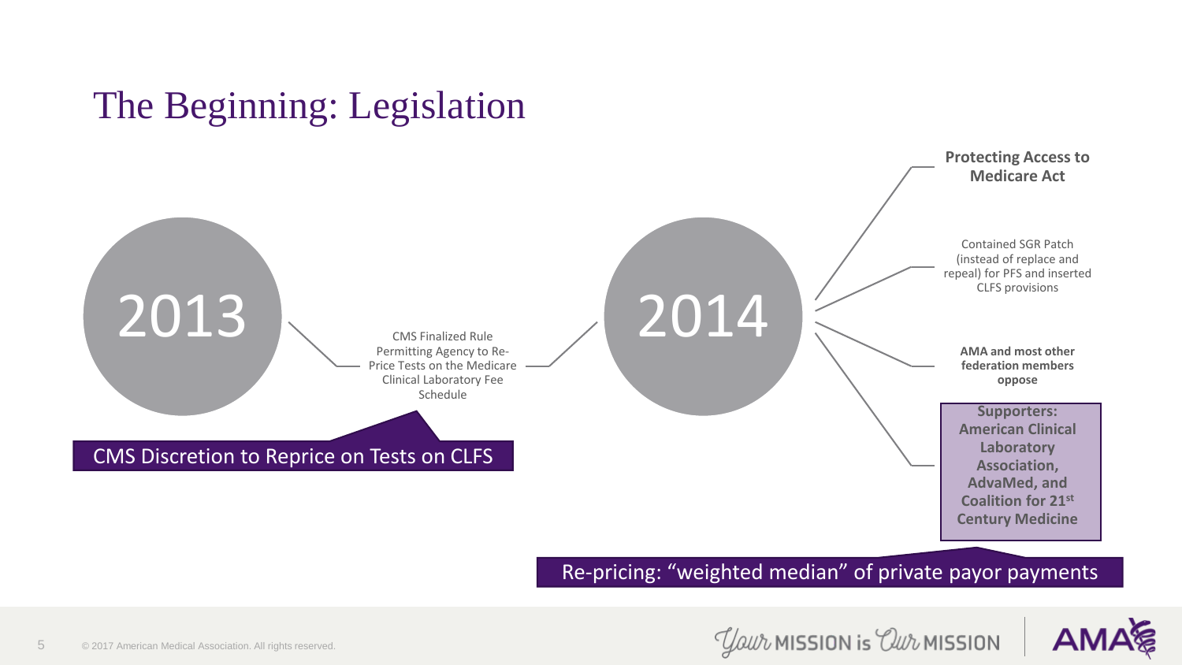# The Beginning: Legislation

2013

CMS Finalized Rule Permitting Agency to Re-Price Tests on the Medicare Clinical Laboratory Fee Schedule

CMS Discretion to Reprice on Tests on CLFS

2014

**Protecting Access to Medicare Act**

Contained SGR Patch (instead of replace and repeal) for PFS and inserted CLFS provisions

**AMA and most other federation members oppose**

**Supporters: American Clinical Laboratory Association, AdvaMed, and Coalition for 21st Century Medicine**

Re-pricing: “weighted median” of private payor payments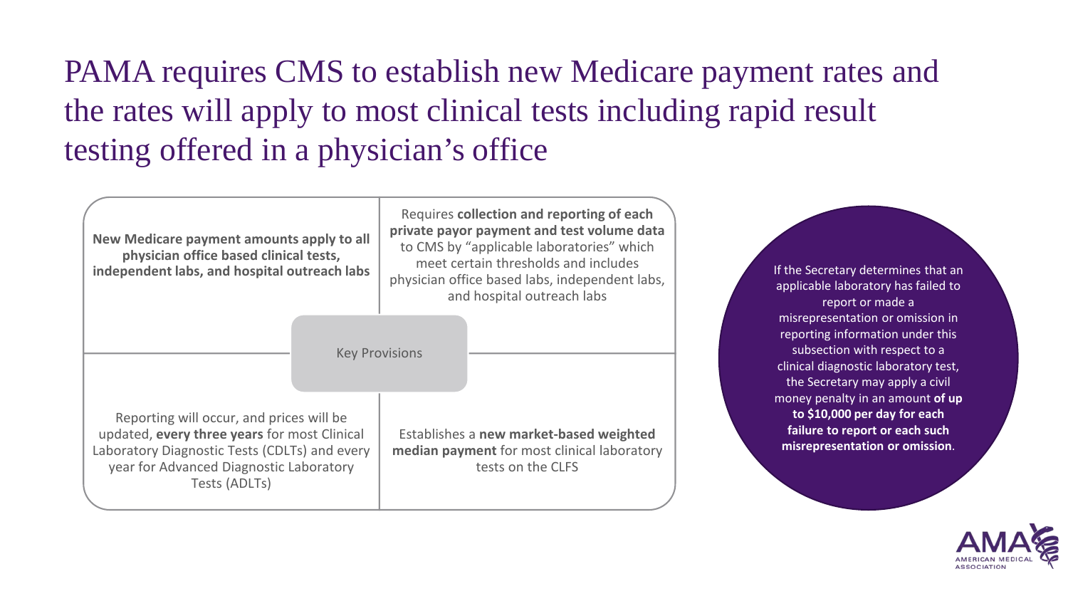# PAMA requires CMS to establish new Medicare payment rates and the rates will apply to most clinical tests including rapid result testing offered in a physician's office

**Key Provisions**

- **New Medicare payment amounts apply to all physician office based clinical tests, independent labs, and hospital outreach labs**
- Requires **collection and reporting of each private payor payment and test volume data** to CMS by "applicable laboratories" which meet certain thresholds and includes physician office based labs, independent labs, and hospital outreach labs
- Reporting will occur, and prices will be updated, **every three years** for most Clinical Laboratory Diagnostic Tests (CDLTs) and every year for Advanced Diagnostic Laboratory Tests (ADLTs)
- Establishes a **new market-based weighted median payment** for most clinical laboratory tests on the CLFS

If the Secretary determines that an applicable laboratory has failed to report or made a misrepresentation or omission in reporting information under this subsection with respect to a clinical diagnostic laboratory test, the Secretary may apply a civil money penalty in an amount **of up to $10,000 per day for each failure to report or each such misrepresentation or omission**.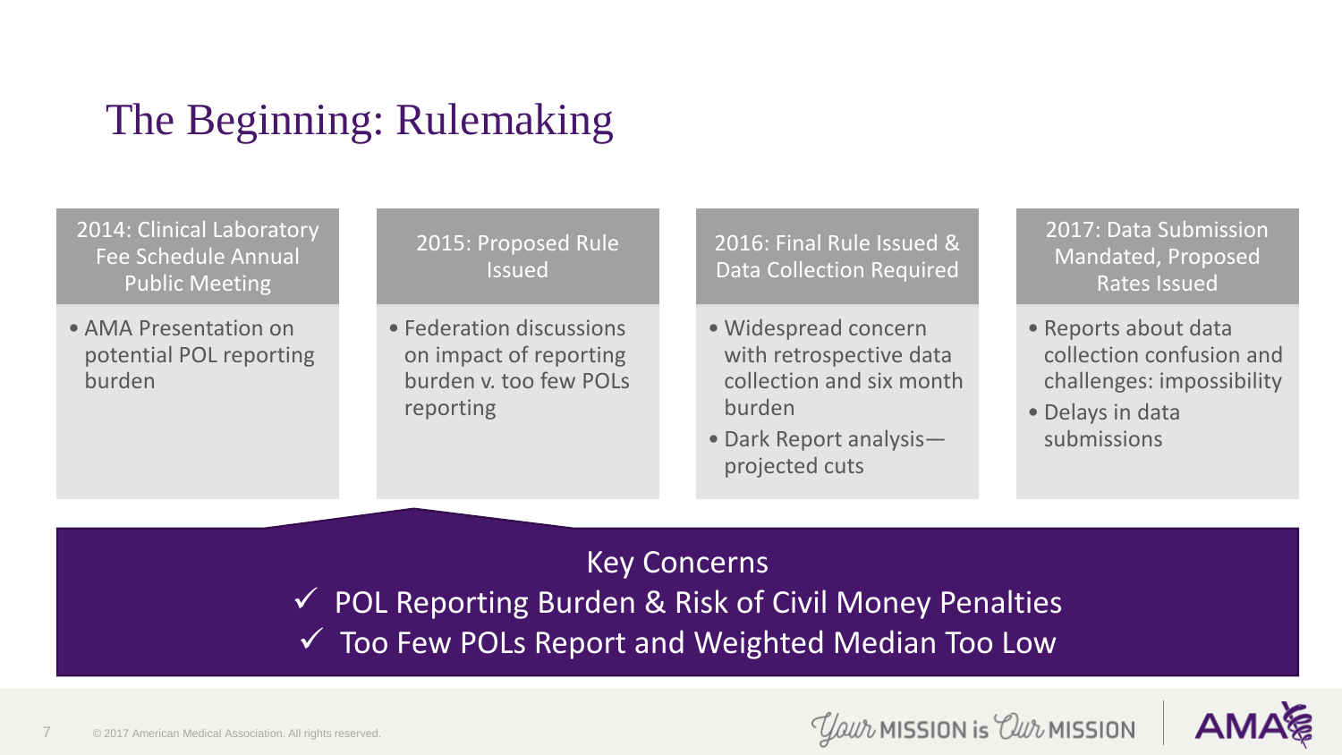# The Beginning: Rulemaking

### 2014: Clinical Laboratory Fee Schedule Annual Public Meeting

- AMA Presentation on potential POL reporting burden

### 2015: Proposed Rule Issued

- Federation discussions on impact of reporting burden v. too few POLs reporting

### 2016: Final Rule Issued & Data Collection Required

- Widespread concern with retrospective data collection and six month burden
- Dark Report analysis—projected cuts

### 2017: Data Submission Mandated, Proposed Rates Issued

- Reports about data collection confusion and challenges: impossibility
- Delays in data submissions

## Key Concerns

- ✓ POL Reporting Burden & Risk of Civil Money Penalties
- ✓ Too Few POLs Report and Weighted Median Too Low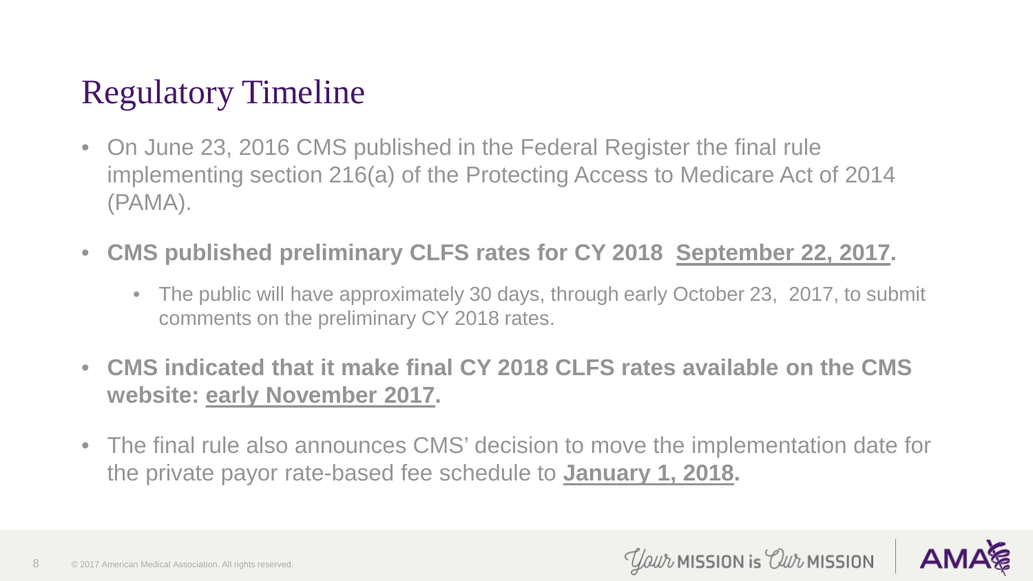# Regulatory Timeline

- On June 23, 2016 CMS published in the Federal Register the final rule implementing section 216(a) of the Protecting Access to Medicare Act of 2014 (PAMA).
- **CMS published preliminary CLFS rates for CY 2018 September 22, 2017.**
  - The public will have approximately 30 days, through early October 23, 2017, to submit comments on the preliminary CY 2018 rates.
- **CMS indicated that it make final CY 2018 CLFS rates available on the CMS website: early November 2017.**
- The final rule also announces CMS' decision to move the implementation date for the private payor rate-based fee schedule to **January 1, 2018.**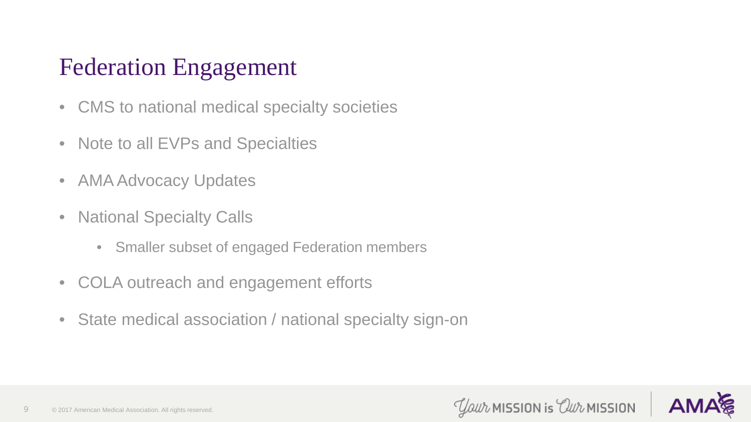# Federation Engagement

- CMS to national medical specialty societies
- Note to all EVPs and Specialties
- AMA Advocacy Updates
- National Specialty Calls
  - Smaller subset of engaged Federation members
- COLA outreach and engagement efforts
- State medical association / national specialty sign-on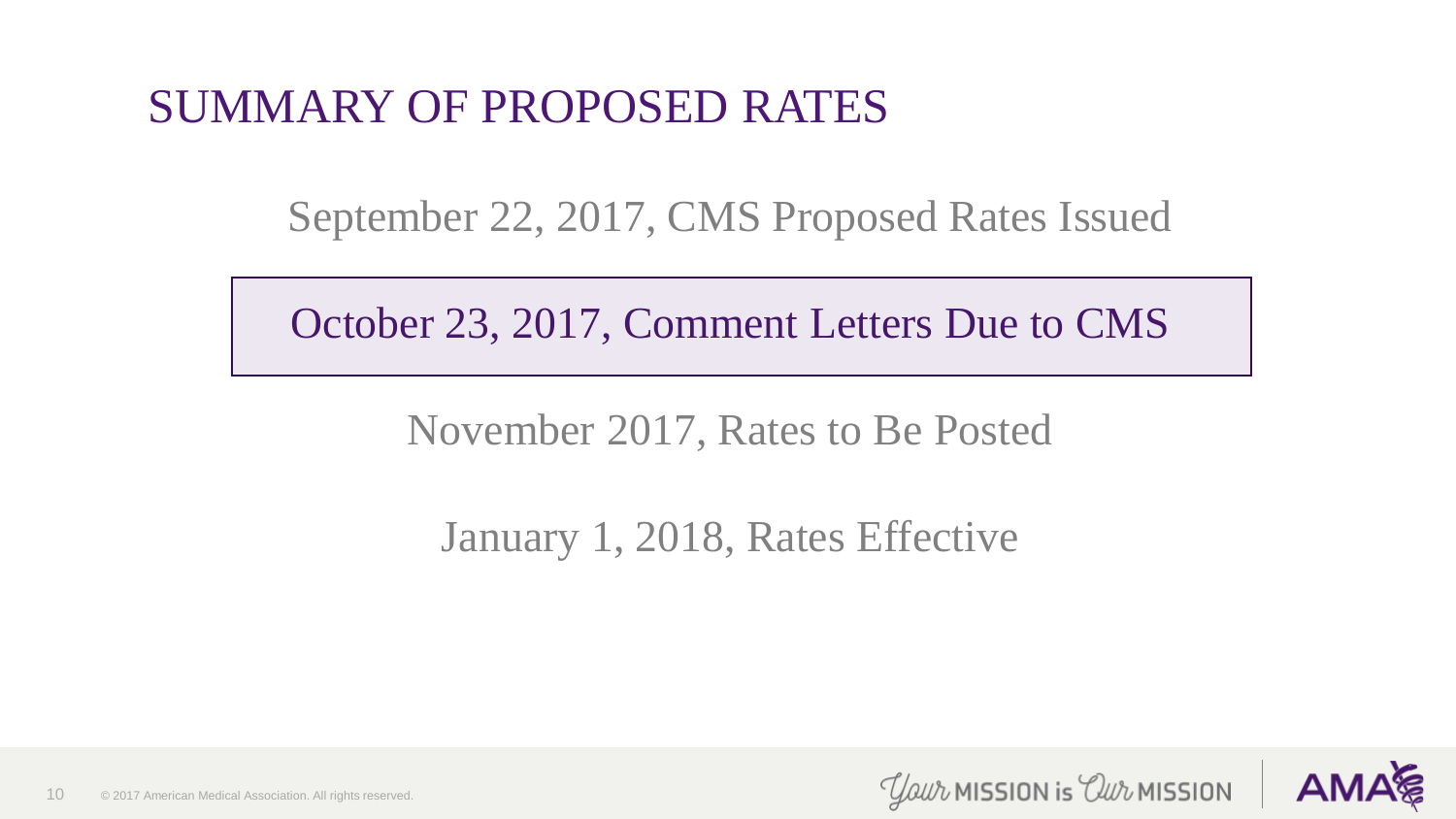# SUMMARY OF PROPOSED RATES

September 22, 2017, CMS Proposed Rates Issued

**October 23, 2017, Comment Letters Due to CMS**

November 2017, Rates to Be Posted

January 1, 2018, Rates Effective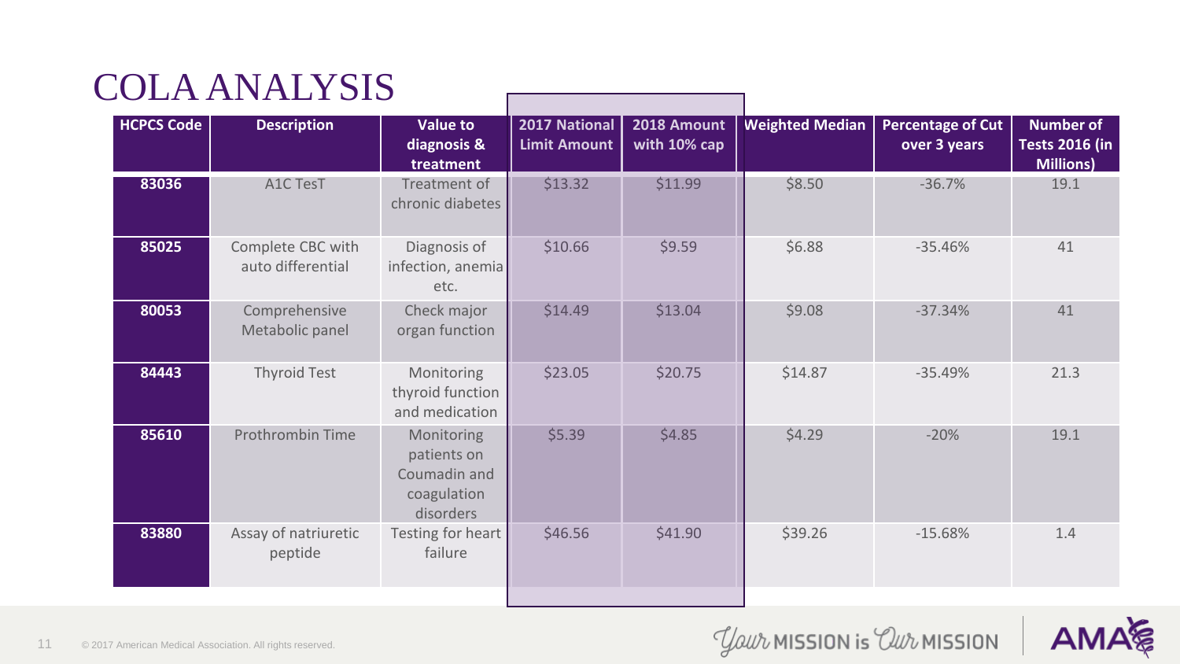# COLA ANALYSIS

| HCPCS Code | Description | Value to diagnosis & treatment | 2017 National Limit Amount | 2018 Amount with 10% cap | Weighted Median | Percentage of Cut over 3 years | Number of Tests 2016 (in Millions) |
|---|---|---|---|---|---|---|---|
| 83036 | A1C TesT | Treatment of chronic diabetes | $13.32 | $11.99 | $8.50 | -36.7% | 19.1 |
| 85025 | Complete CBC with auto differential | Diagnosis of infection, anemia etc. | $10.66 | $9.59 | $6.88 | -35.46% | 41 |
| 80053 | Comprehensive Metabolic panel | Check major organ function | $14.49 | $13.04 | $9.08 | -37.34% | 41 |
| 84443 | Thyroid Test | Monitoring thyroid function and medication | $23.05 | $20.75 | $14.87 | -35.49% | 21.3 |
| 85610 | Prothrombin Time | Monitoring patients on Coumadin and coagulation disorders | $5.39 | $4.85 | $4.29 | -20% | 19.1 |
| 83880 | Assay of natriuretic peptide | Testing for heart failure | $46.56 | $41.90 | $39.26 | -15.68% | 1.4 |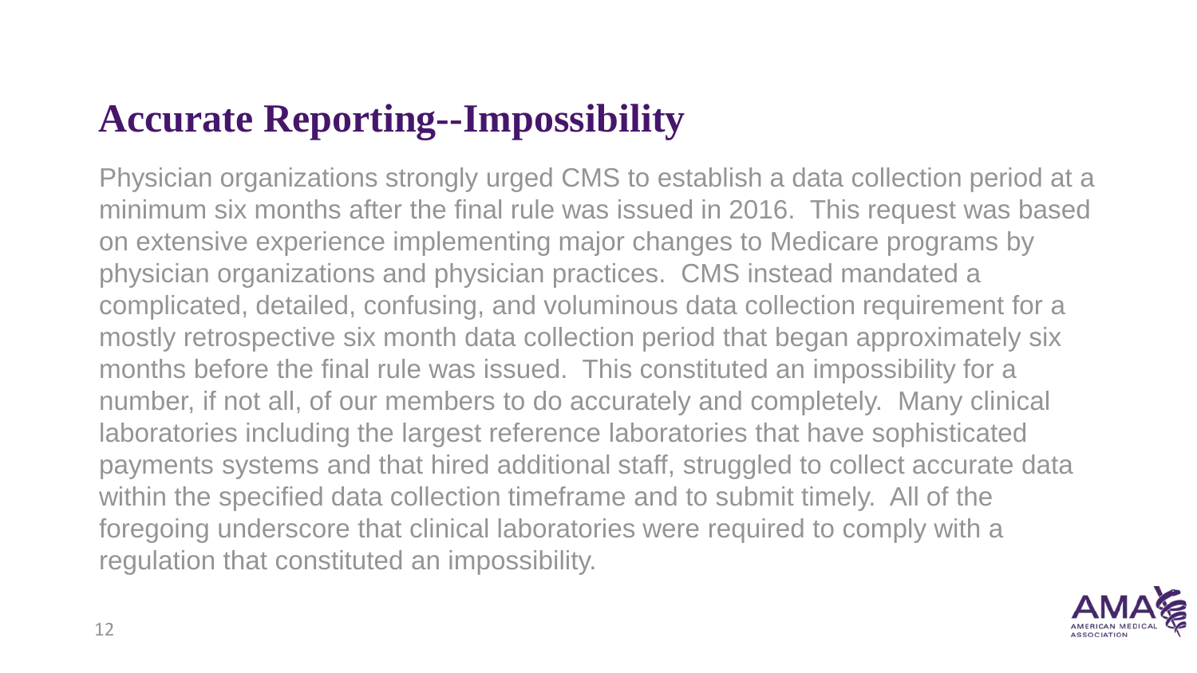# Accurate Reporting--Impossibility

Physician organizations strongly urged CMS to establish a data collection period at a minimum six months after the final rule was issued in 2016. This request was based on extensive experience implementing major changes to Medicare programs by physician organizations and physician practices. CMS instead mandated a complicated, detailed, confusing, and voluminous data collection requirement for a mostly retrospective six month data collection period that began approximately six months before the final rule was issued. This constituted an impossibility for a number, if not all, of our members to do accurately and completely. Many clinical laboratories including the largest reference laboratories that have sophisticated payments systems and that hired additional staff, struggled to collect accurate data within the specified data collection timeframe and to submit timely. All of the foregoing underscore that clinical laboratories were required to comply with a regulation that constituted an impossibility.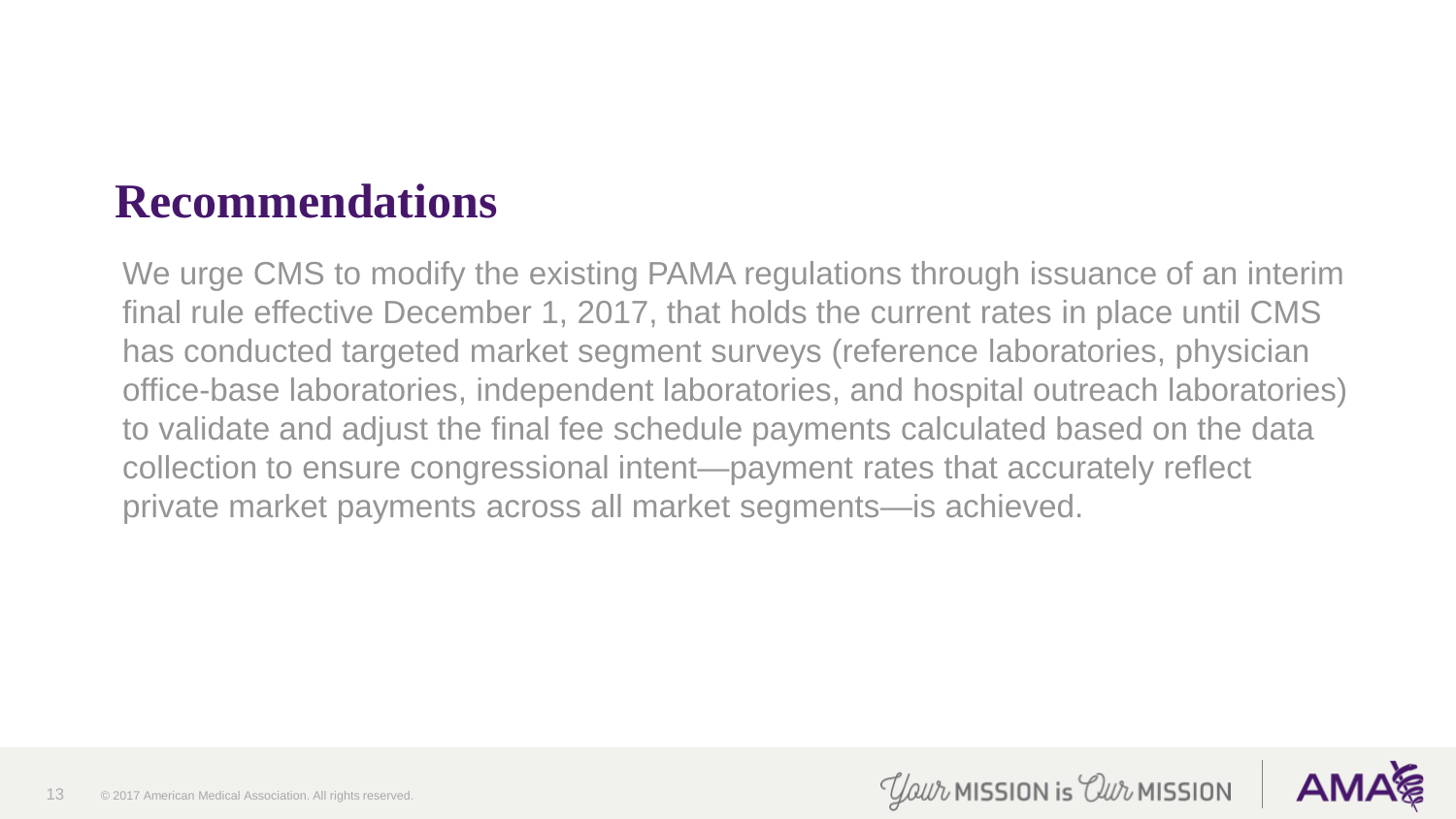# Recommendations

We urge CMS to modify the existing PAMA regulations through issuance of an interim final rule effective December 1, 2017, that holds the current rates in place until CMS has conducted targeted market segment surveys (reference laboratories, physician office-base laboratories, independent laboratories, and hospital outreach laboratories) to validate and adjust the final fee schedule payments calculated based on the data collection to ensure congressional intent—payment rates that accurately reflect private market payments across all market segments—is achieved.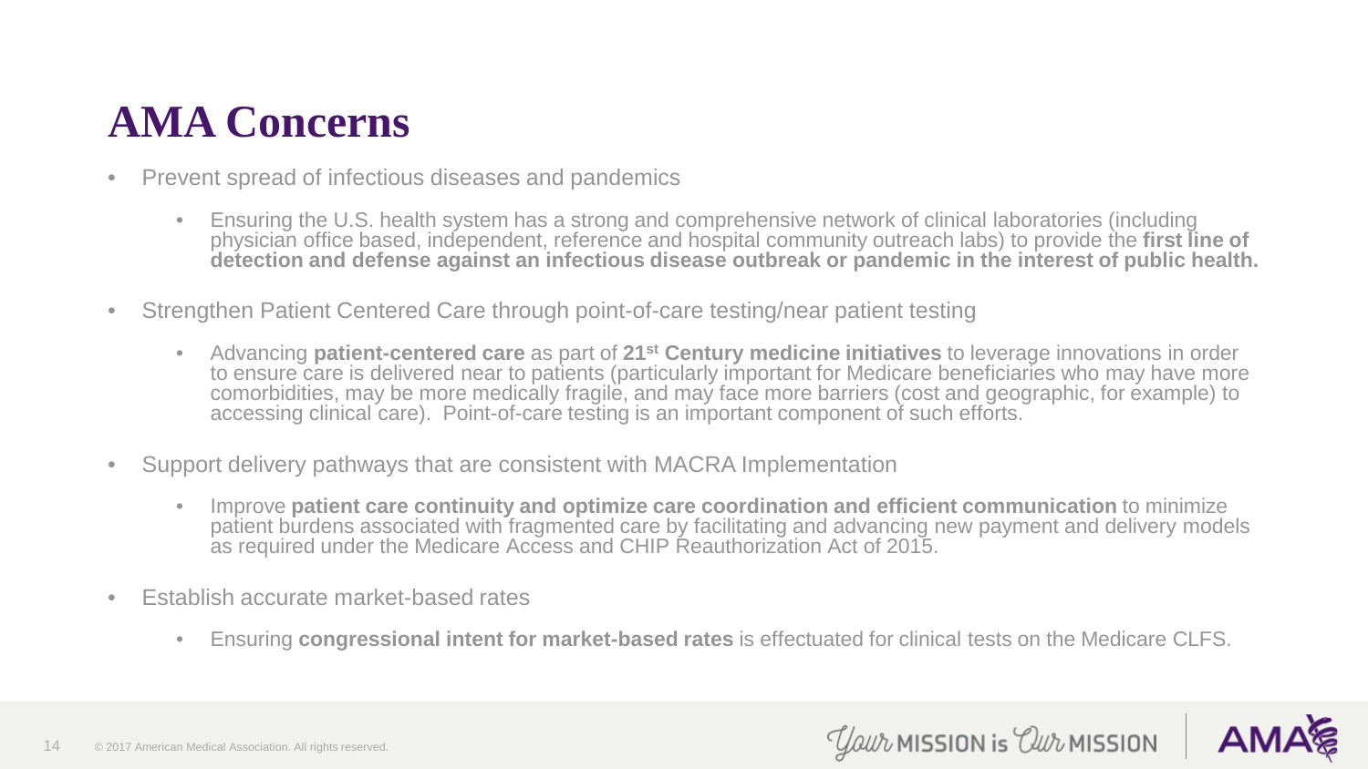# AMA Concerns

- Prevent spread of infectious diseases and pandemics
  - Ensuring the U.S. health system has a strong and comprehensive network of clinical laboratories (including physician office based, independent, reference and hospital community outreach labs) to provide the **first line of detection and defense against an infectious disease outbreak or pandemic in the interest of public health.**
- Strengthen Patient Centered Care through point-of-care testing/near patient testing
  - Advancing **patient-centered care** as part of **21st Century medicine initiatives** to leverage innovations in order to ensure care is delivered near to patients (particularly important for Medicare beneficiaries who may have more comorbidities, may be more medically fragile, and may face more barriers (cost and geographic, for example) to accessing clinical care). Point-of-care testing is an important component of such efforts.
- Support delivery pathways that are consistent with MACRA Implementation
  - Improve **patient care continuity and optimize care coordination and efficient communication** to minimize patient burdens associated with fragmented care by facilitating and advancing new payment and delivery models as required under the Medicare Access and CHIP Reauthorization Act of 2015.
- Establish accurate market-based rates
  - Ensuring **congressional intent for market-based rates** is effectuated for clinical tests on the Medicare CLFS.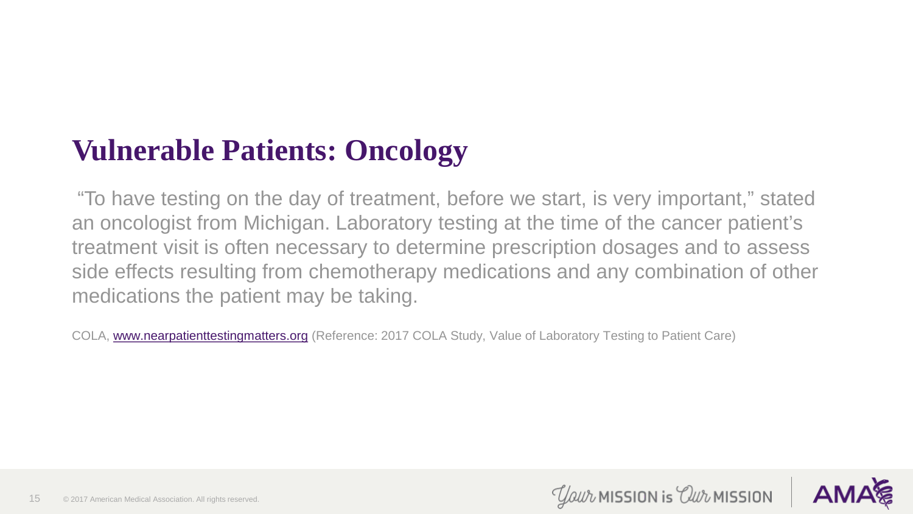# Vulnerable Patients: Oncology

"To have testing on the day of treatment, before we start, is very important," stated an oncologist from Michigan. Laboratory testing at the time of the cancer patient's treatment visit is often necessary to determine prescription dosages and to assess side effects resulting from chemotherapy medications and any combination of other medications the patient may be taking.

COLA, www.nearpatienttestingmatters.org (Reference: 2017 COLA Study, Value of Laboratory Testing to Patient Care)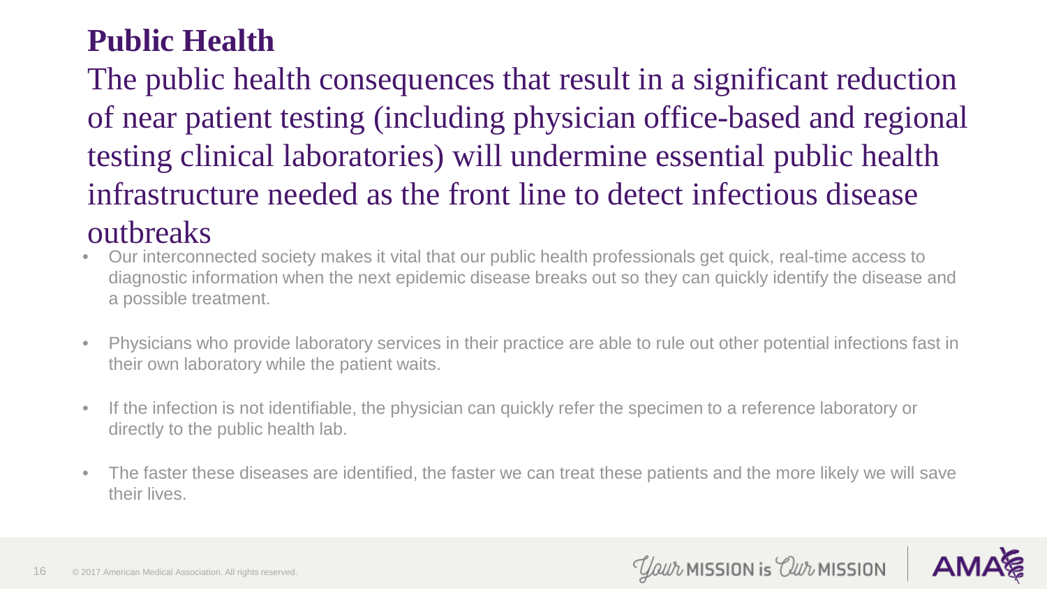## Public Health

The public health consequences that result in a significant reduction of near patient testing (including physician office-based and regional testing clinical laboratories) will undermine essential public health infrastructure needed as the front line to detect infectious disease outbreaks

- Our interconnected society makes it vital that our public health professionals get quick, real-time access to diagnostic information when the next epidemic disease breaks out so they can quickly identify the disease and a possible treatment.
- Physicians who provide laboratory services in their practice are able to rule out other potential infections fast in their own laboratory while the patient waits.
- If the infection is not identifiable, the physician can quickly refer the specimen to a reference laboratory or directly to the public health lab.
- The faster these diseases are identified, the faster we can treat these patients and the more likely we will save their lives.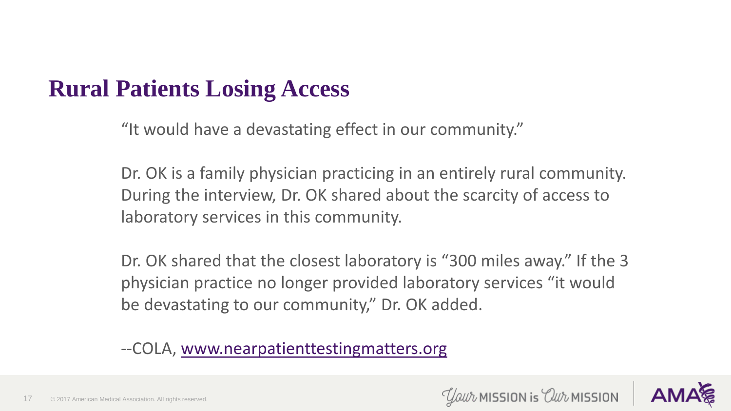# Rural Patients Losing Access

"It would have a devastating effect in our community."

Dr. OK is a family physician practicing in an entirely rural community. During the interview, Dr. OK shared about the scarcity of access to laboratory services in this community.

Dr. OK shared that the closest laboratory is "300 miles away." If the 3 physician practice no longer provided laboratory services "it would be devastating to our community," Dr. OK added.

--COLA, [www.nearpatienttestingmatters.org](http://www.nearpatienttestingmatters.org)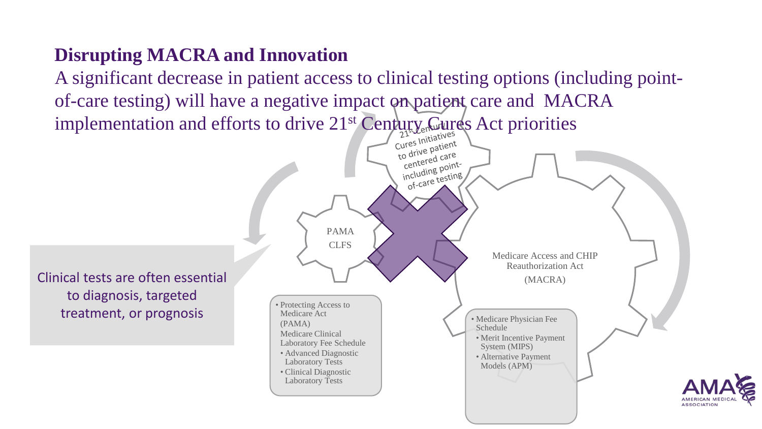## Disrupting MACRA and Innovation

A significant decrease in patient access to clinical testing options (including point-of-care testing) will have a negative impact on patient care and MACRA implementation and efforts to drive 21st Century Cures Act priorities

21st Century Cures Initiatives to drive patient centered care including point-of-care testing

PAMA
CLFS

Medicare Access and CHIP Reauthorization Act
(MACRA)

Clinical tests are often essential to diagnosis, targeted treatment, or prognosis

- Protecting Access to Medicare Act (PAMA)
  Medicare Clinical Laboratory Fee Schedule
  - Advanced Diagnostic Laboratory Tests
  - Clinical Diagnostic Laboratory Tests

- Medicare Physician Fee Schedule
  - Merit Incentive Payment System (MIPS)
  - Alternative Payment Models (APM)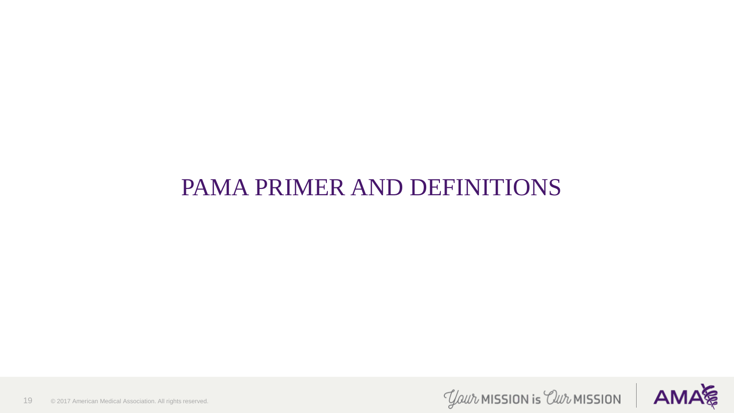# PAMA PRIMER AND DEFINITIONS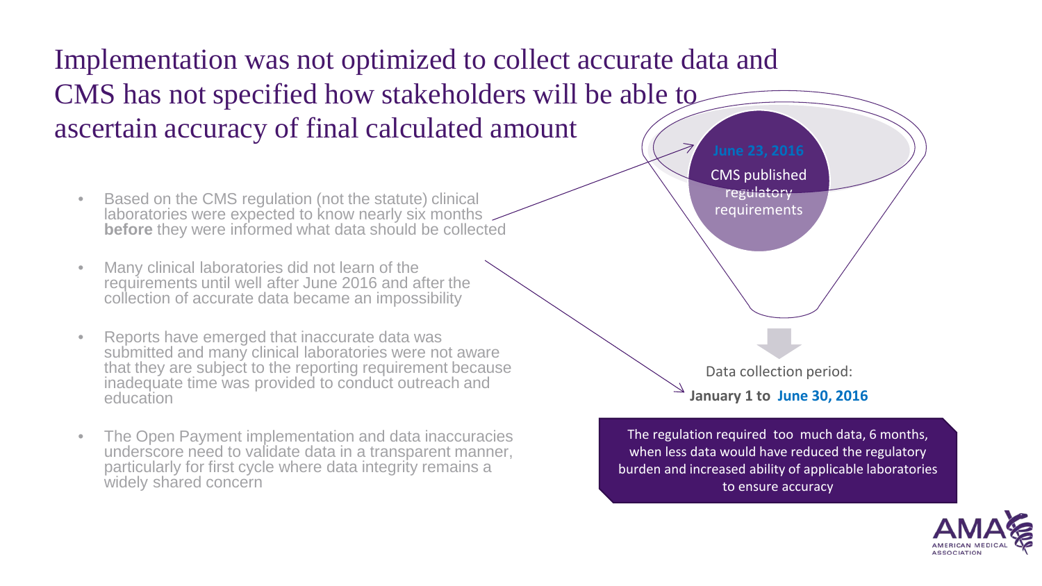# Implementation was not optimized to collect accurate data and CMS has not specified how stakeholders will be able to ascertain accuracy of final calculated amount

- Based on the CMS regulation (not the statute) clinical laboratories were expected to know nearly six months **before** they were informed what data should be collected
- Many clinical laboratories did not learn of the requirements until well after June 2016 and after the collection of accurate data became an impossibility
- Reports have emerged that inaccurate data was submitted and many clinical laboratories were not aware that they are subject to the reporting requirement because inadequate time was provided to conduct outreach and education
- The Open Payment implementation and data inaccuracies underscore need to validate data in a transparent manner, particularly for first cycle where data integrity remains a widely shared concern

June 23, 2016
CMS published regulatory requirements

Data collection period:
**January 1 to June 30, 2016**

The regulation required too much data, 6 months, when less data would have reduced the regulatory burden and increased ability of applicable laboratories to ensure accuracy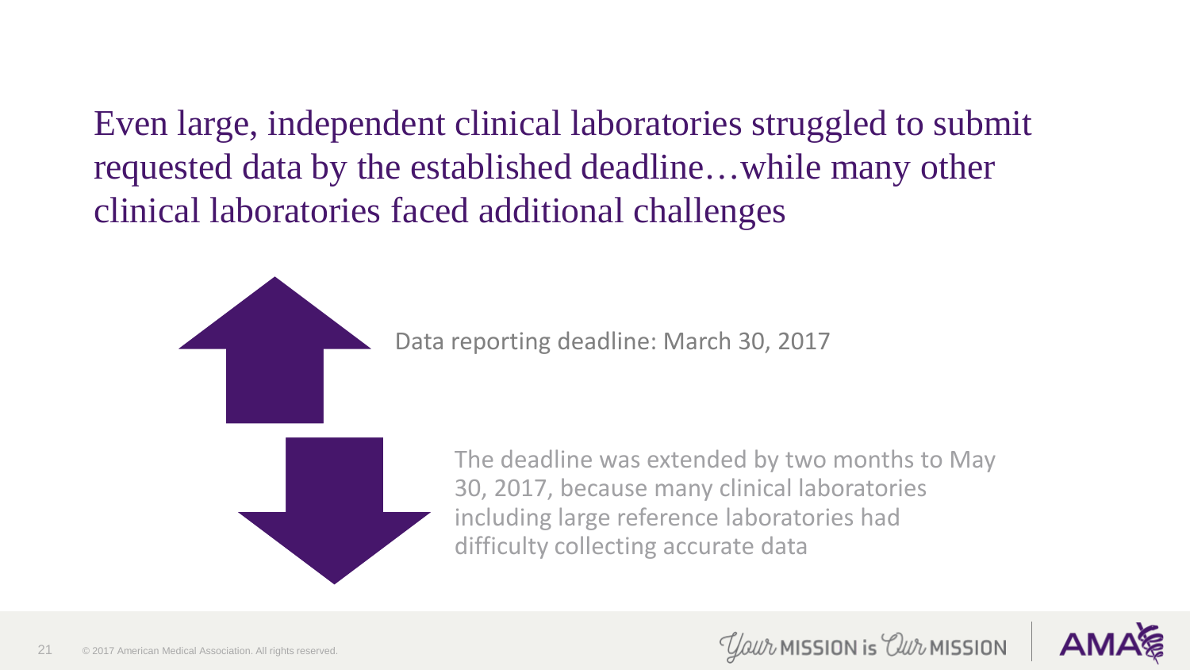# Even large, independent clinical laboratories struggled to submit requested data by the established deadline…while many other clinical laboratories faced additional challenges

Data reporting deadline: March 30, 2017

The deadline was extended by two months to May 30, 2017, because many clinical laboratories including large reference laboratories had difficulty collecting accurate data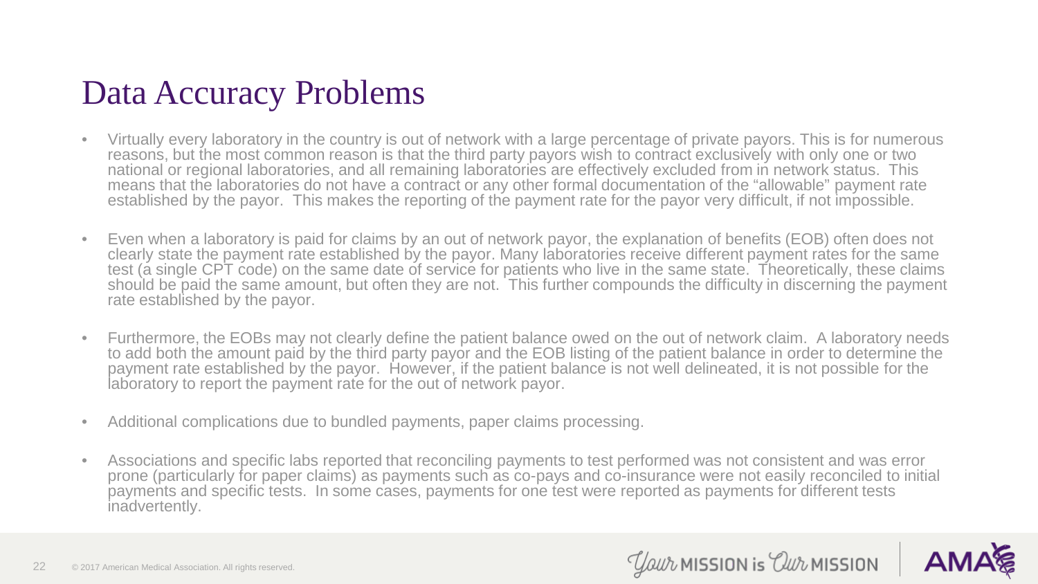# Data Accuracy Problems

- Virtually every laboratory in the country is out of network with a large percentage of private payors. This is for numerous reasons, but the most common reason is that the third party payors wish to contract exclusively with only one or two national or regional laboratories, and all remaining laboratories are effectively excluded from in network status. This means that the laboratories do not have a contract or any other formal documentation of the "allowable" payment rate established by the payor. This makes the reporting of the payment rate for the payor very difficult, if not impossible.

- Even when a laboratory is paid for claims by an out of network payor, the explanation of benefits (EOB) often does not clearly state the payment rate established by the payor. Many laboratories receive different payment rates for the same test (a single CPT code) on the same date of service for patients who live in the same state. Theoretically, these claims should be paid the same amount, but often they are not. This further compounds the difficulty in discerning the payment rate established by the payor.

- Furthermore, the EOBs may not clearly define the patient balance owed on the out of network claim. A laboratory needs to add both the amount paid by the third party payor and the EOB listing of the patient balance in order to determine the payment rate established by the payor. However, if the patient balance is not well delineated, it is not possible for the laboratory to report the payment rate for the out of network payor.

- Additional complications due to bundled payments, paper claims processing.

- Associations and specific labs reported that reconciling payments to test performed was not consistent and was error prone (particularly for paper claims) as payments such as co-pays and co-insurance were not easily reconciled to initial payments and specific tests. In some cases, payments for one test were reported as payments for different tests inadvertently.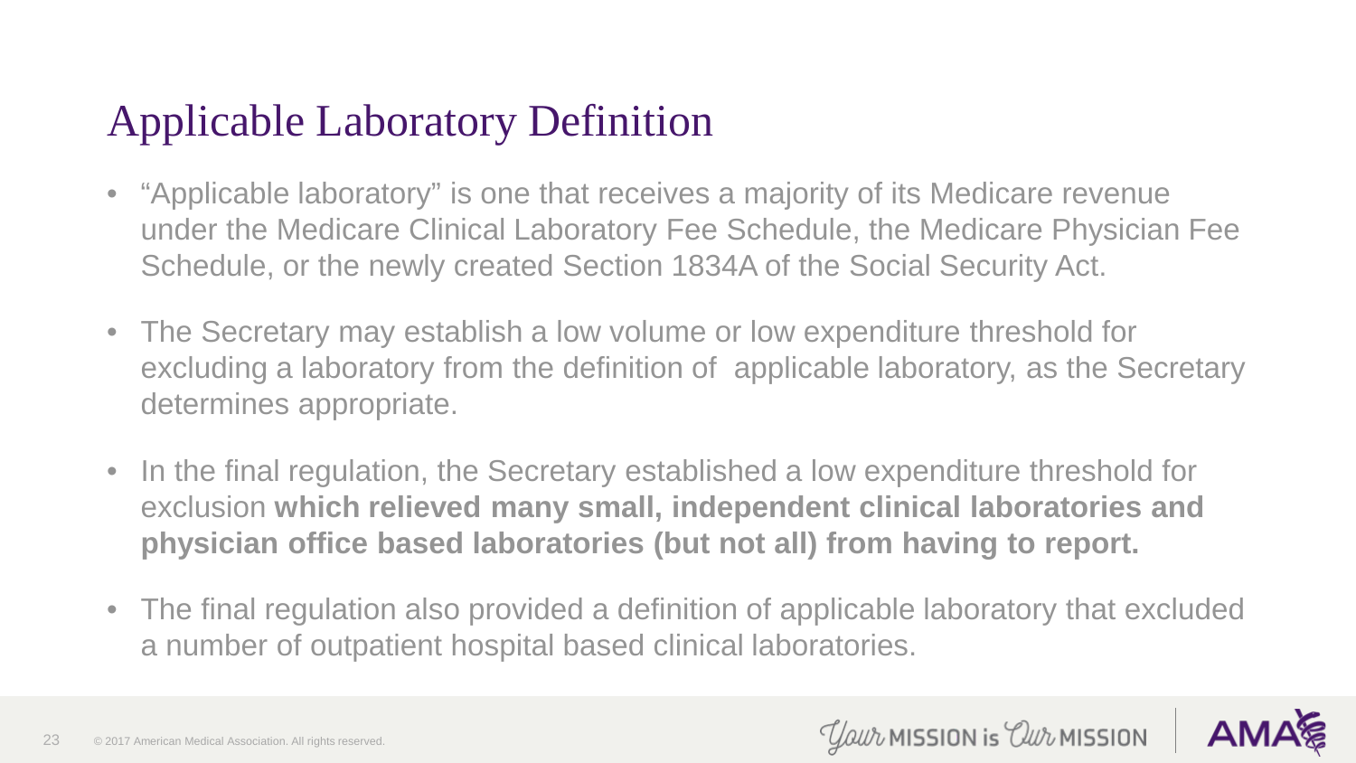# Applicable Laboratory Definition

- "Applicable laboratory" is one that receives a majority of its Medicare revenue under the Medicare Clinical Laboratory Fee Schedule, the Medicare Physician Fee Schedule, or the newly created Section 1834A of the Social Security Act.
- The Secretary may establish a low volume or low expenditure threshold for excluding a laboratory from the definition of applicable laboratory, as the Secretary determines appropriate.
- In the final regulation, the Secretary established a low expenditure threshold for exclusion **which relieved many small, independent clinical laboratories and physician office based laboratories (but not all) from having to report.**
- The final regulation also provided a definition of applicable laboratory that excluded a number of outpatient hospital based clinical laboratories.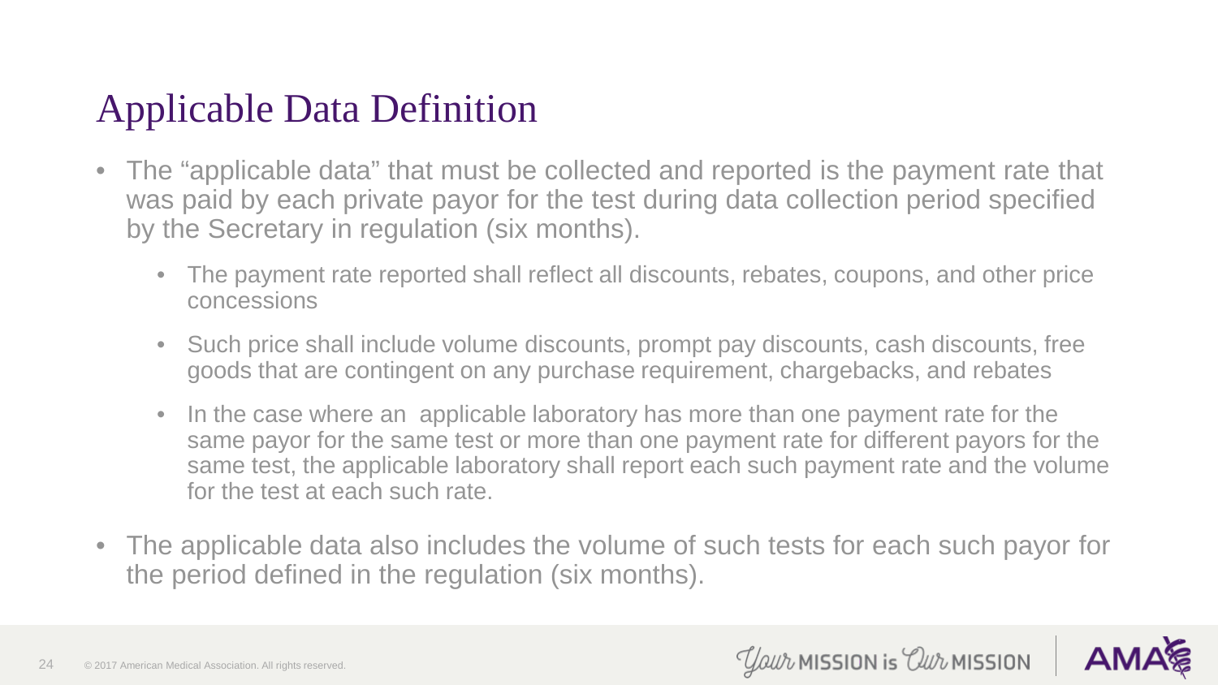# Applicable Data Definition

- The "applicable data" that must be collected and reported is the payment rate that was paid by each private payor for the test during data collection period specified by the Secretary in regulation (six months).
  - The payment rate reported shall reflect all discounts, rebates, coupons, and other price concessions
  - Such price shall include volume discounts, prompt pay discounts, cash discounts, free goods that are contingent on any purchase requirement, chargebacks, and rebates
  - In the case where an applicable laboratory has more than one payment rate for the same payor for the same test or more than one payment rate for different payors for the same test, the applicable laboratory shall report each such payment rate and the volume for the test at each such rate.
- The applicable data also includes the volume of such tests for each such payor for the period defined in the regulation (six months).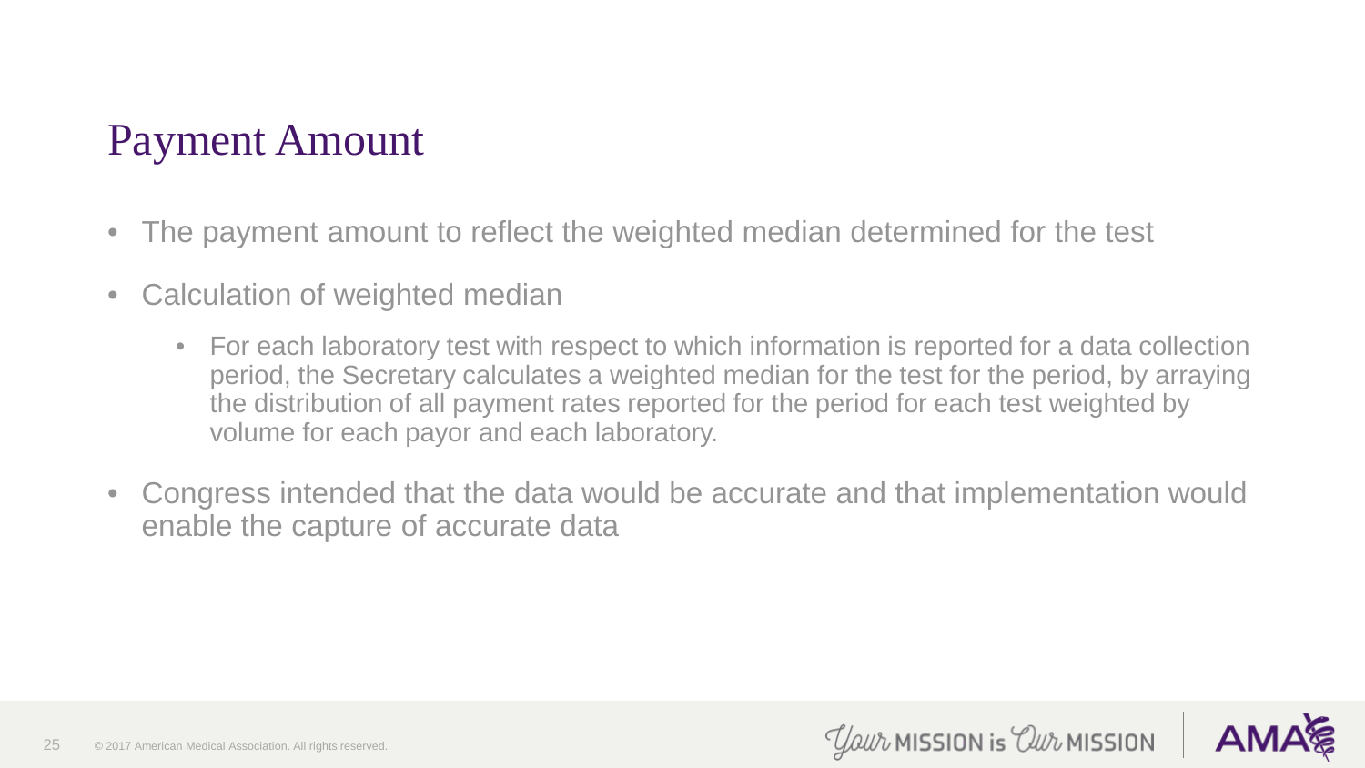# Payment Amount

- The payment amount to reflect the weighted median determined for the test
- Calculation of weighted median
  - For each laboratory test with respect to which information is reported for a data collection period, the Secretary calculates a weighted median for the test for the period, by arraying the distribution of all payment rates reported for the period for each test weighted by volume for each payor and each laboratory.
- Congress intended that the data would be accurate and that implementation would enable the capture of accurate data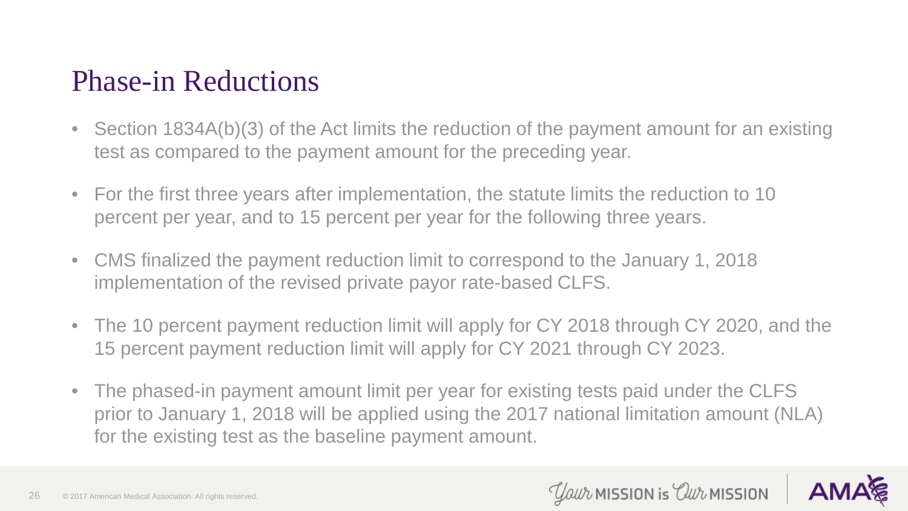# Phase-in Reductions

- Section 1834A(b)(3) of the Act limits the reduction of the payment amount for an existing test as compared to the payment amount for the preceding year.
- For the first three years after implementation, the statute limits the reduction to 10 percent per year, and to 15 percent per year for the following three years.
- CMS finalized the payment reduction limit to correspond to the January 1, 2018 implementation of the revised private payor rate-based CLFS.
- The 10 percent payment reduction limit will apply for CY 2018 through CY 2020, and the 15 percent payment reduction limit will apply for CY 2021 through CY 2023.
- The phased-in payment amount limit per year for existing tests paid under the CLFS prior to January 1, 2018 will be applied using the 2017 national limitation amount (NLA) for the existing test as the baseline payment amount.